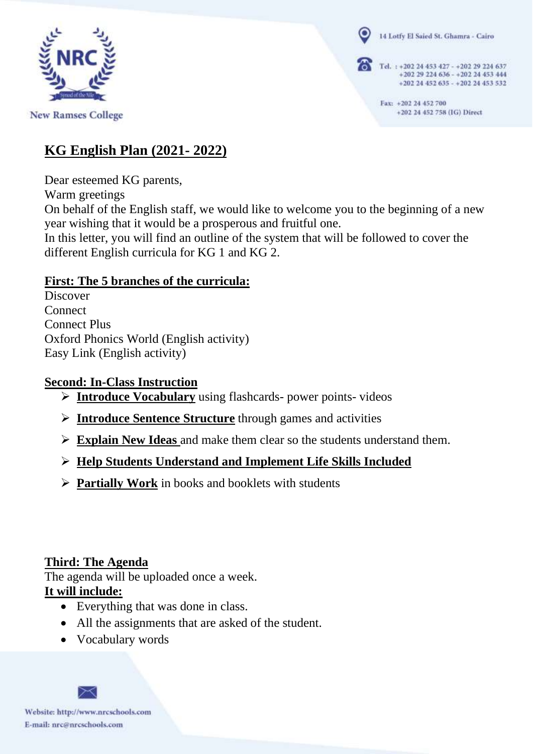# KG English Plan (2021- 2022)

Dear esteemed KG parents,
Warm greetings
On behalf of the English staff, we would like to welcome you to the beginning of a new year wishing that it would be a prosperous and fruitful one.
In this letter, you will find an outline of the system that will be followed to cover the different English curricula for KG 1 and KG 2.

## First: The 5 branches of the curricula:

Discover
Connect
Connect Plus
Oxford Phonics World (English activity)
Easy Link (English activity)

## Second: In-Class Instruction

- **Introduce Vocabulary** using flashcards- power points- videos
- **Introduce Sentence Structure** through games and activities
- **Explain New Ideas** and make them clear so the students understand them.
- **Help Students Understand and Implement Life Skills Included**
- **Partially Work** in books and booklets with students

## Third: The Agenda

The agenda will be uploaded once a week.

**It will include:**

- Everything that was done in class.
- All the assignments that are asked of the student.
- Vocabulary words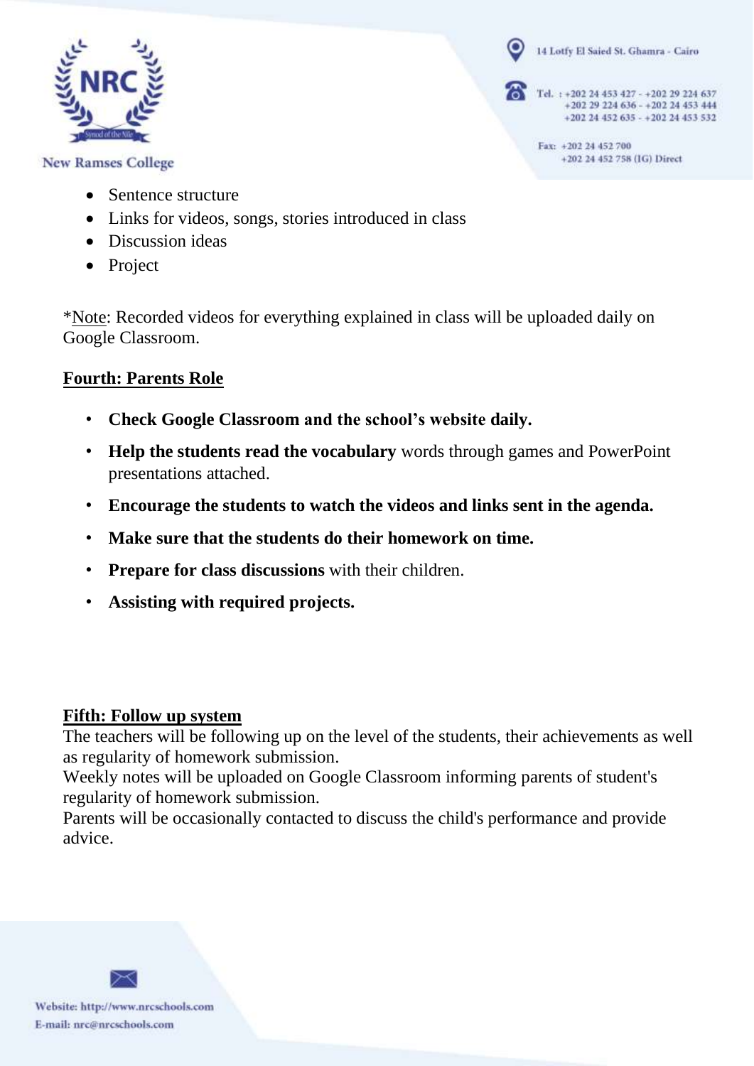- Sentence structure
- Links for videos, songs, stories introduced in class
- Discussion ideas
- Project

*Note: Recorded videos for everything explained in class will be uploaded daily on Google Classroom.

## Fourth: Parents Role

- **Check Google Classroom and the school's website daily.**
- **Help the students read the vocabulary** words through games and PowerPoint presentations attached.
- **Encourage the students to watch the videos and links sent in the agenda.**
- **Make sure that the students do their homework on time.**
- **Prepare for class discussions** with their children.
- **Assisting with required projects.**

## Fifth: Follow up system

The teachers will be following up on the level of the students, their achievements as well as regularity of homework submission.

Weekly notes will be uploaded on Google Classroom informing parents of student's regularity of homework submission.

Parents will be occasionally contacted to discuss the child's performance and provide advice.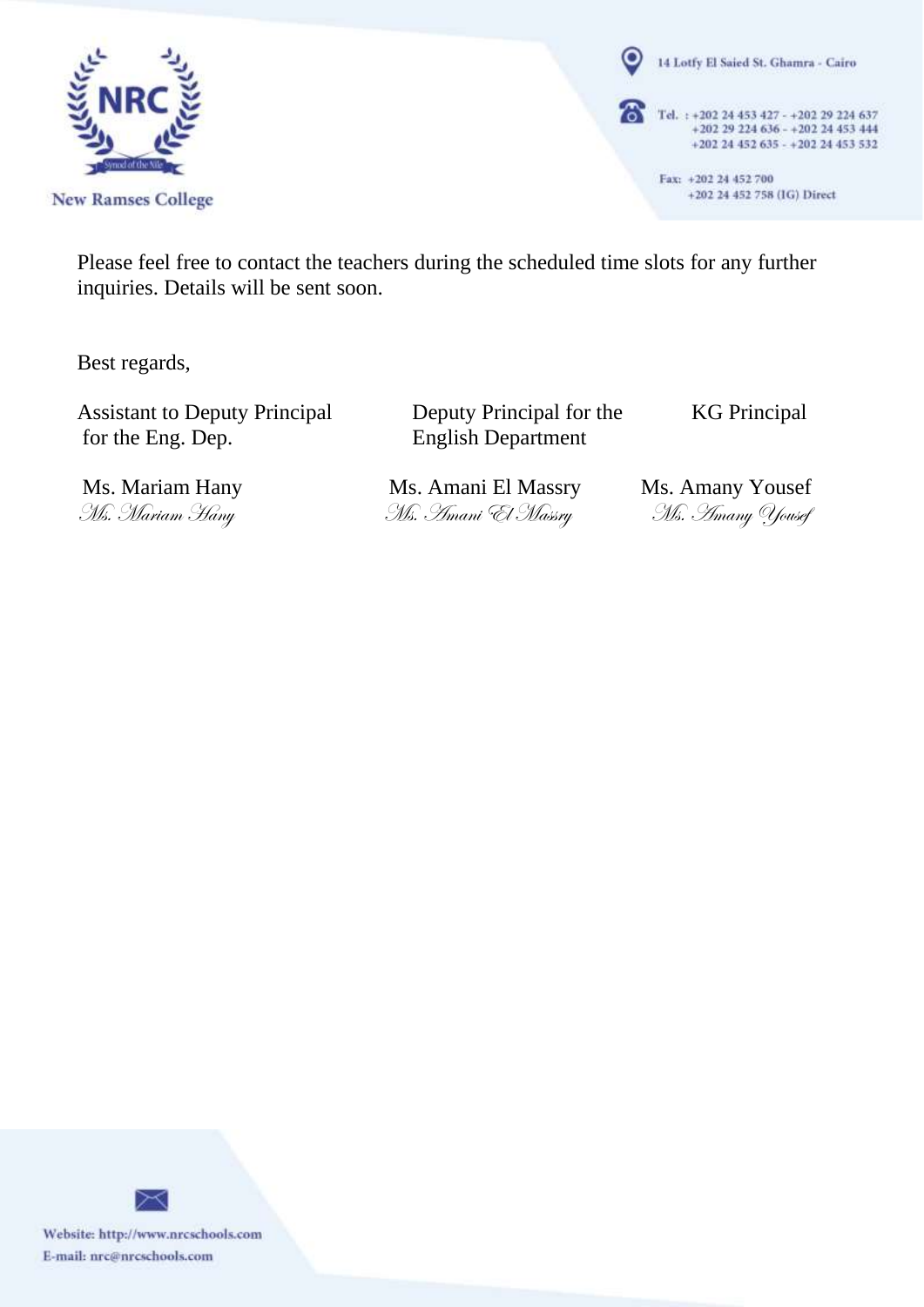Please feel free to contact the teachers during the scheduled time slots for any further inquiries. Details will be sent soon.

Best regards,

| | | |
|---|---|---|
| Assistant to Deputy Principal for the Eng. Dep. | Deputy Principal for the English Department | KG Principal |
| Ms. Mariam Hany | Ms. Amani El Massry | Ms. Amany Yousef |
| *Ms. Mariam Hany* | *Ms. Amani El Massry* | *Ms. Amany Yousef* |